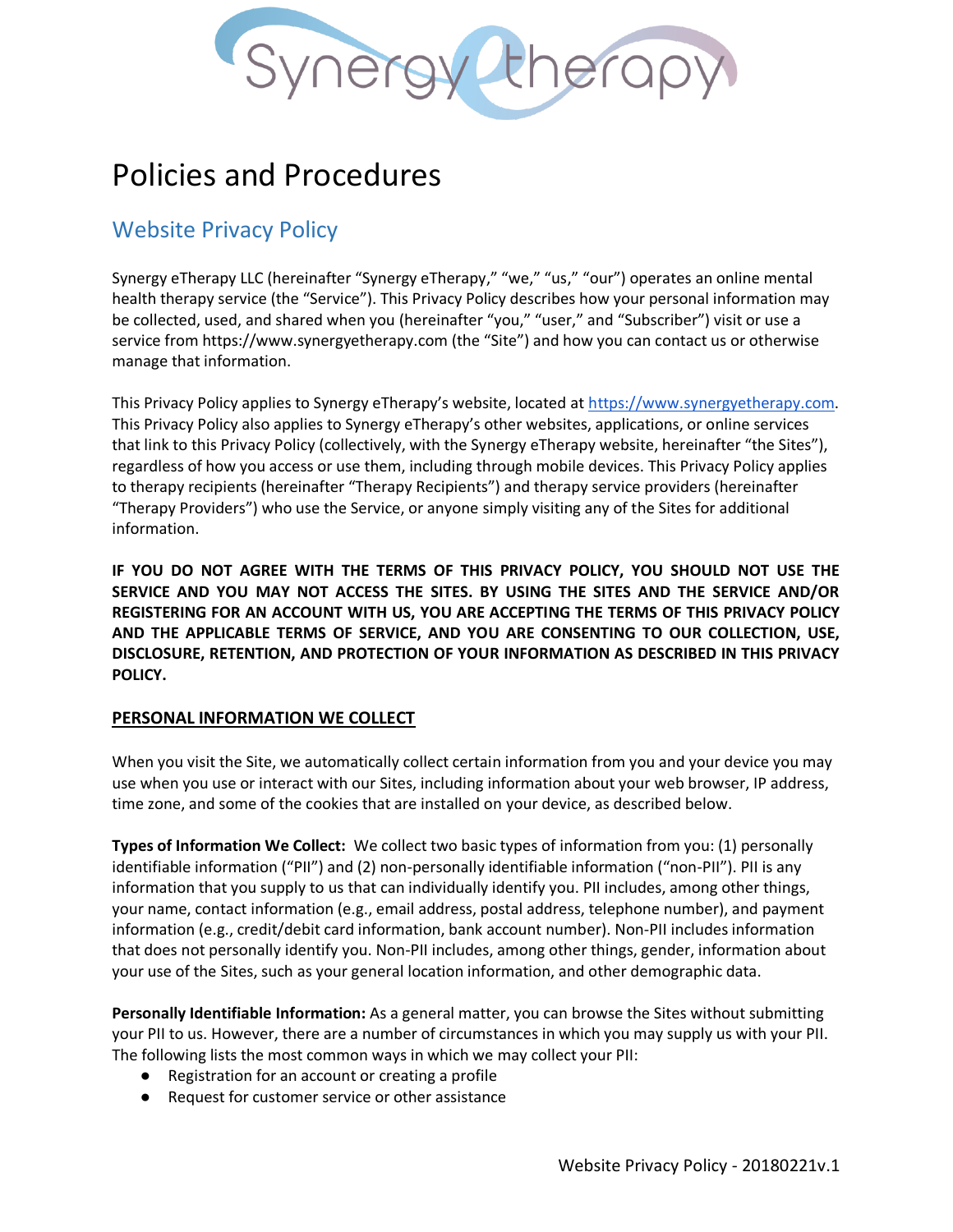Synergy eTherapy

# Policies and Procedures

## Website Privacy Policy

Synergy eTherapy LLC (hereinafter "Synergy eTherapy," "we," "us," "our") operates an online mental health therapy service (the "Service"). This Privacy Policy describes how your personal information may be collected, used, and shared when you (hereinafter "you," "user," and "Subscriber") visit or use a service from https://www.synergyetherapy.com (the "Site") and how you can contact us or otherwise manage that information.

This Privacy Policy applies to Synergy eTherapy's website, located at https://www.synergyetherapy.com. This Privacy Policy also applies to Synergy eTherapy's other websites, applications, or online services that link to this Privacy Policy (collectively, with the Synergy eTherapy website, hereinafter "the Sites"), regardless of how you access or use them, including through mobile devices. This Privacy Policy applies to therapy recipients (hereinafter "Therapy Recipients") and therapy service providers (hereinafter "Therapy Providers") who use the Service, or anyone simply visiting any of the Sites for additional information.

**IF YOU DO NOT AGREE WITH THE TERMS OF THIS PRIVACY POLICY, YOU SHOULD NOT USE THE SERVICE AND YOU MAY NOT ACCESS THE SITES. BY USING THE SITES AND THE SERVICE AND/OR REGISTERING FOR AN ACCOUNT WITH US, YOU ARE ACCEPTING THE TERMS OF THIS PRIVACY POLICY AND THE APPLICABLE TERMS OF SERVICE, AND YOU ARE CONSENTING TO OUR COLLECTION, USE, DISCLOSURE, RETENTION, AND PROTECTION OF YOUR INFORMATION AS DESCRIBED IN THIS PRIVACY POLICY.**

### PERSONAL INFORMATION WE COLLECT

When you visit the Site, we automatically collect certain information from you and your device you may use when you use or interact with our Sites, including information about your web browser, IP address, time zone, and some of the cookies that are installed on your device, as described below.

**Types of Information We Collect:** We collect two basic types of information from you: (1) personally identifiable information ("PII") and (2) non-personally identifiable information ("non-PII"). PII is any information that you supply to us that can individually identify you. PII includes, among other things, your name, contact information (e.g., email address, postal address, telephone number), and payment information (e.g., credit/debit card information, bank account number). Non-PII includes information that does not personally identify you. Non-PII includes, among other things, gender, information about your use of the Sites, such as your general location information, and other demographic data.

**Personally Identifiable Information:** As a general matter, you can browse the Sites without submitting your PII to us. However, there are a number of circumstances in which you may supply us with your PII. The following lists the most common ways in which we may collect your PII:

- Registration for an account or creating a profile
- Request for customer service or other assistance

Website Privacy Policy - 20180221v.1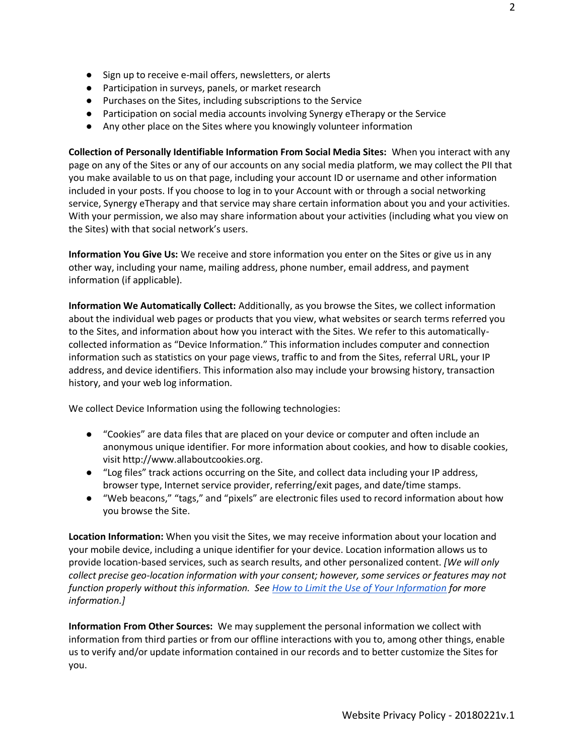- Sign up to receive e-mail offers, newsletters, or alerts
- Participation in surveys, panels, or market research
- Purchases on the Sites, including subscriptions to the Service
- Participation on social media accounts involving Synergy eTherapy or the Service
- Any other place on the Sites where you knowingly volunteer information

**Collection of Personally Identifiable Information From Social Media Sites:** When you interact with any page on any of the Sites or any of our accounts on any social media platform, we may collect the PII that you make available to us on that page, including your account ID or username and other information included in your posts. If you choose to log in to your Account with or through a social networking service, Synergy eTherapy and that service may share certain information about you and your activities. With your permission, we also may share information about your activities (including what you view on the Sites) with that social network's users.

**Information You Give Us:** We receive and store information you enter on the Sites or give us in any other way, including your name, mailing address, phone number, email address, and payment information (if applicable).

**Information We Automatically Collect:** Additionally, as you browse the Sites, we collect information about the individual web pages or products that you view, what websites or search terms referred you to the Sites, and information about how you interact with the Sites. We refer to this automatically-collected information as "Device Information." This information includes computer and connection information such as statistics on your page views, traffic to and from the Sites, referral URL, your IP address, and device identifiers. This information also may include your browsing history, transaction history, and your web log information.

We collect Device Information using the following technologies:

- "Cookies" are data files that are placed on your device or computer and often include an anonymous unique identifier. For more information about cookies, and how to disable cookies, visit http://www.allaboutcookies.org.
- "Log files" track actions occurring on the Site, and collect data including your IP address, browser type, Internet service provider, referring/exit pages, and date/time stamps.
- "Web beacons," "tags," and "pixels" are electronic files used to record information about how you browse the Site.

**Location Information:** When you visit the Sites, we may receive information about your location and your mobile device, including a unique identifier for your device. Location information allows us to provide location-based services, such as search results, and other personalized content. *[We will only collect precise geo-location information with your consent; however, some services or features may not function properly without this information. See How to Limit the Use of Your Information for more information.]*

**Information From Other Sources:** We may supplement the personal information we collect with information from third parties or from our offline interactions with you to, among other things, enable us to verify and/or update information contained in our records and to better customize the Sites for you.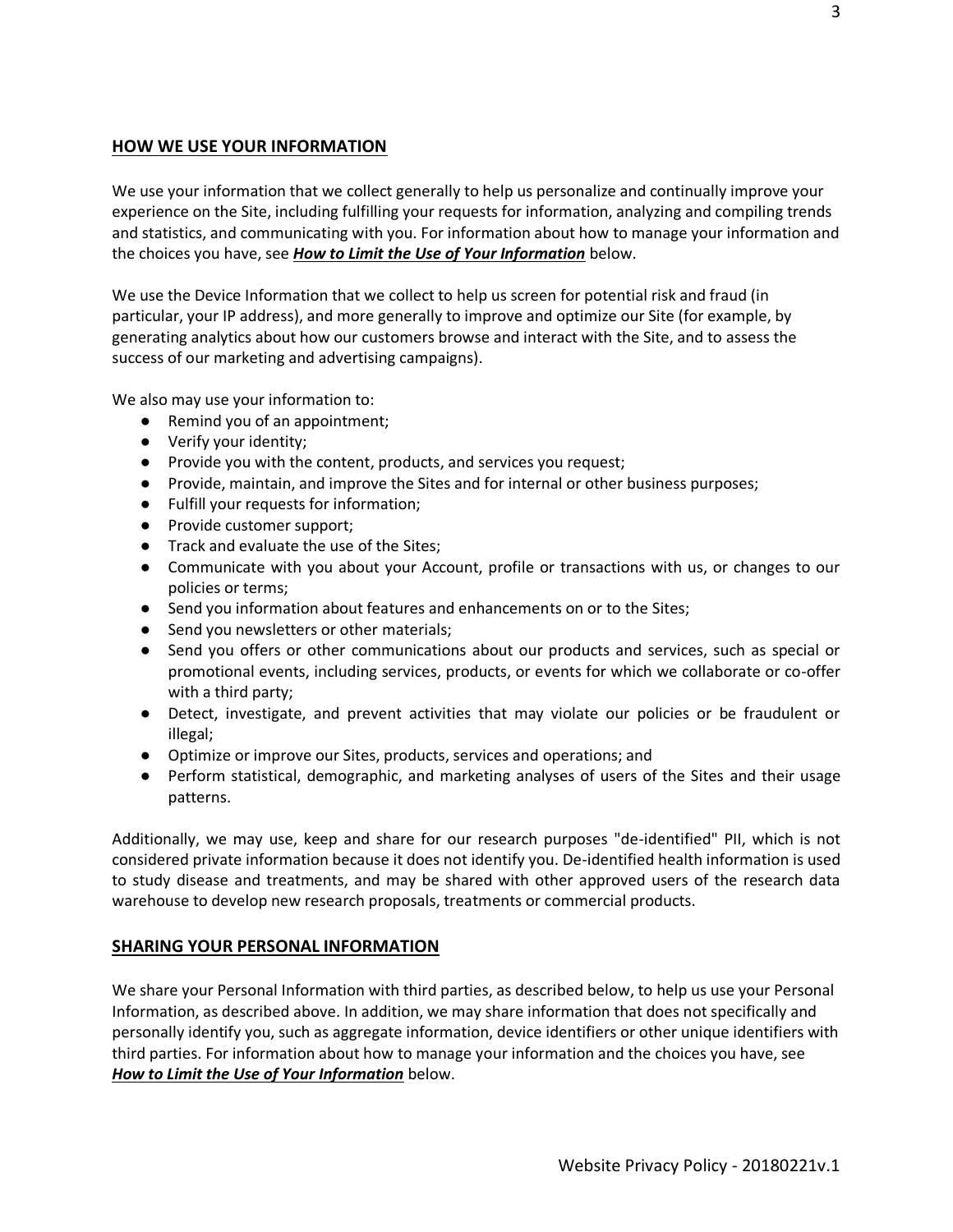## HOW WE USE YOUR INFORMATION

We use your information that we collect generally to help us personalize and continually improve your experience on the Site, including fulfilling your requests for information, analyzing and compiling trends and statistics, and communicating with you. For information about how to manage your information and the choices you have, see ***How to Limit the Use of Your Information*** below.

We use the Device Information that we collect to help us screen for potential risk and fraud (in particular, your IP address), and more generally to improve and optimize our Site (for example, by generating analytics about how our customers browse and interact with the Site, and to assess the success of our marketing and advertising campaigns).

We also may use your information to:

- Remind you of an appointment;
- Verify your identity;
- Provide you with the content, products, and services you request;
- Provide, maintain, and improve the Sites and for internal or other business purposes;
- Fulfill your requests for information;
- Provide customer support;
- Track and evaluate the use of the Sites;
- Communicate with you about your Account, profile or transactions with us, or changes to our policies or terms;
- Send you information about features and enhancements on or to the Sites;
- Send you newsletters or other materials;
- Send you offers or other communications about our products and services, such as special or promotional events, including services, products, or events for which we collaborate or co-offer with a third party;
- Detect, investigate, and prevent activities that may violate our policies or be fraudulent or illegal;
- Optimize or improve our Sites, products, services and operations; and
- Perform statistical, demographic, and marketing analyses of users of the Sites and their usage patterns.

Additionally, we may use, keep and share for our research purposes "de-identified" PII, which is not considered private information because it does not identify you. De-identified health information is used to study disease and treatments, and may be shared with other approved users of the research data warehouse to develop new research proposals, treatments or commercial products.

## SHARING YOUR PERSONAL INFORMATION

We share your Personal Information with third parties, as described below, to help us use your Personal Information, as described above. In addition, we may share information that does not specifically and personally identify you, such as aggregate information, device identifiers or other unique identifiers with third parties. For information about how to manage your information and the choices you have, see ***How to Limit the Use of Your Information*** below.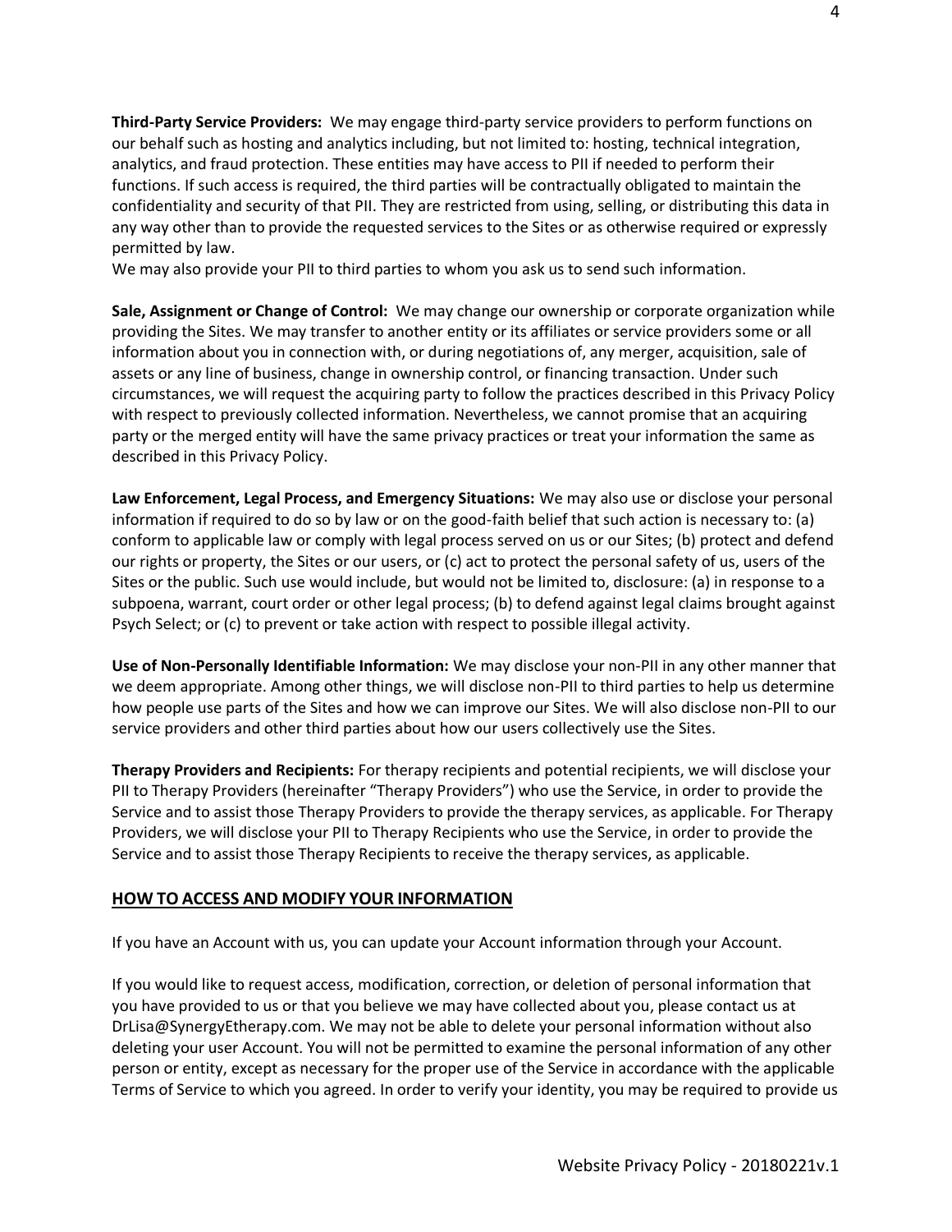**Third-Party Service Providers:** We may engage third-party service providers to perform functions on our behalf such as hosting and analytics including, but not limited to: hosting, technical integration, analytics, and fraud protection. These entities may have access to PII if needed to perform their functions. If such access is required, the third parties will be contractually obligated to maintain the confidentiality and security of that PII. They are restricted from using, selling, or distributing this data in any way other than to provide the requested services to the Sites or as otherwise required or expressly permitted by law.
We may also provide your PII to third parties to whom you ask us to send such information.

**Sale, Assignment or Change of Control:** We may change our ownership or corporate organization while providing the Sites. We may transfer to another entity or its affiliates or service providers some or all information about you in connection with, or during negotiations of, any merger, acquisition, sale of assets or any line of business, change in ownership control, or financing transaction. Under such circumstances, we will request the acquiring party to follow the practices described in this Privacy Policy with respect to previously collected information. Nevertheless, we cannot promise that an acquiring party or the merged entity will have the same privacy practices or treat your information the same as described in this Privacy Policy.

**Law Enforcement, Legal Process, and Emergency Situations:** We may also use or disclose your personal information if required to do so by law or on the good-faith belief that such action is necessary to: (a) conform to applicable law or comply with legal process served on us or our Sites; (b) protect and defend our rights or property, the Sites or our users, or (c) act to protect the personal safety of us, users of the Sites or the public. Such use would include, but would not be limited to, disclosure: (a) in response to a subpoena, warrant, court order or other legal process; (b) to defend against legal claims brought against Psych Select; or (c) to prevent or take action with respect to possible illegal activity.

**Use of Non-Personally Identifiable Information:** We may disclose your non-PII in any other manner that we deem appropriate. Among other things, we will disclose non-PII to third parties to help us determine how people use parts of the Sites and how we can improve our Sites. We will also disclose non-PII to our service providers and other third parties about how our users collectively use the Sites.

**Therapy Providers and Recipients:** For therapy recipients and potential recipients, we will disclose your PII to Therapy Providers (hereinafter "Therapy Providers") who use the Service, in order to provide the Service and to assist those Therapy Providers to provide the therapy services, as applicable. For Therapy Providers, we will disclose your PII to Therapy Recipients who use the Service, in order to provide the Service and to assist those Therapy Recipients to receive the therapy services, as applicable.

## HOW TO ACCESS AND MODIFY YOUR INFORMATION

If you have an Account with us, you can update your Account information through your Account.

If you would like to request access, modification, correction, or deletion of personal information that you have provided to us or that you believe we may have collected about you, please contact us at DrLisa@SynergyEtherapy.com. We may not be able to delete your personal information without also deleting your user Account. You will not be permitted to examine the personal information of any other person or entity, except as necessary for the proper use of the Service in accordance with the applicable Terms of Service to which you agreed. In order to verify your identity, you may be required to provide us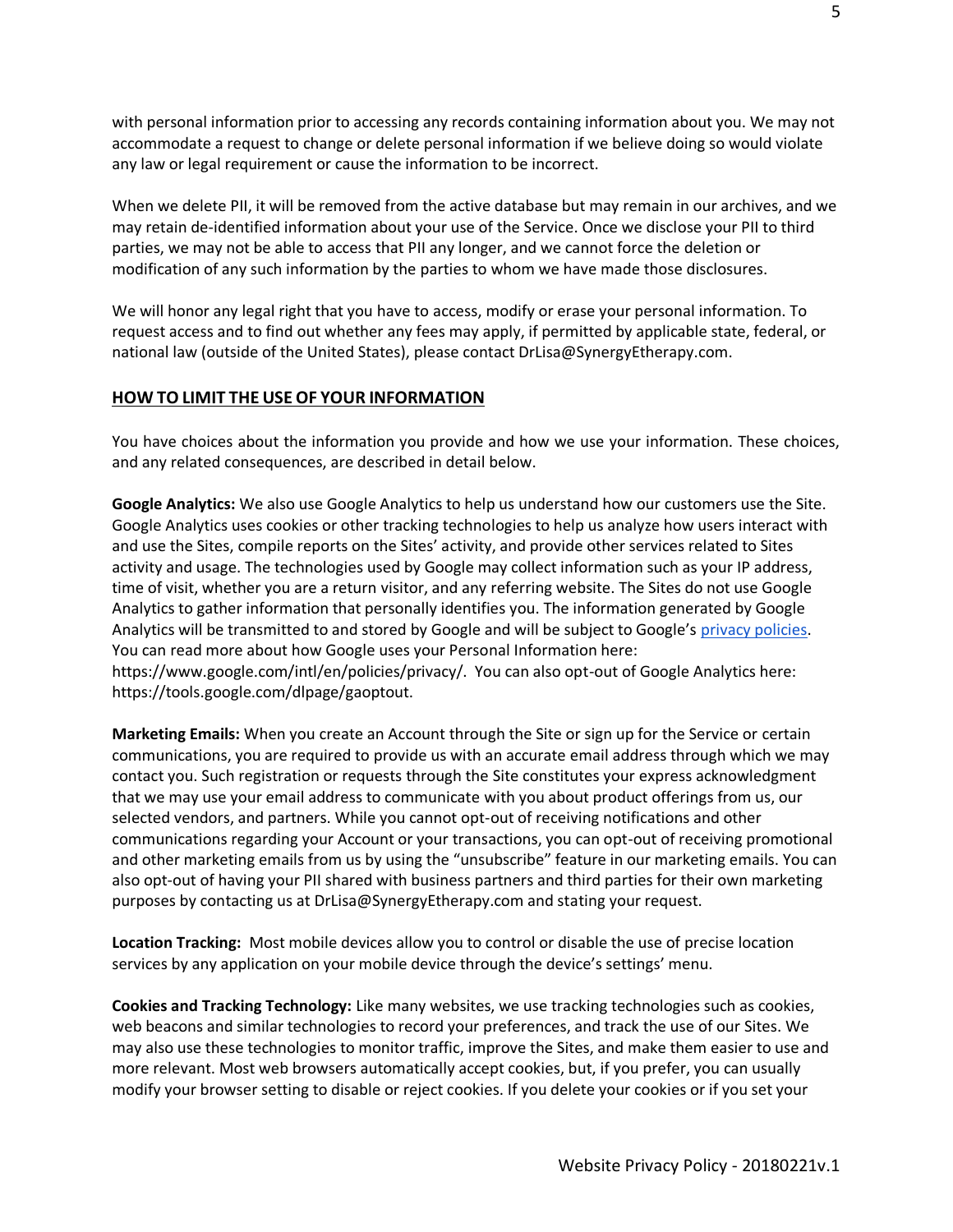with personal information prior to accessing any records containing information about you. We may not accommodate a request to change or delete personal information if we believe doing so would violate any law or legal requirement or cause the information to be incorrect.

When we delete PII, it will be removed from the active database but may remain in our archives, and we may retain de-identified information about your use of the Service. Once we disclose your PII to third parties, we may not be able to access that PII any longer, and we cannot force the deletion or modification of any such information by the parties to whom we have made those disclosures.

We will honor any legal right that you have to access, modify or erase your personal information. To request access and to find out whether any fees may apply, if permitted by applicable state, federal, or national law (outside of the United States), please contact DrLisa@SynergyEtherapy.com.

## HOW TO LIMIT THE USE OF YOUR INFORMATION

You have choices about the information you provide and how we use your information. These choices, and any related consequences, are described in detail below.

**Google Analytics:** We also use Google Analytics to help us understand how our customers use the Site. Google Analytics uses cookies or other tracking technologies to help us analyze how users interact with and use the Sites, compile reports on the Sites' activity, and provide other services related to Sites activity and usage. The technologies used by Google may collect information such as your IP address, time of visit, whether you are a return visitor, and any referring website. The Sites do not use Google Analytics to gather information that personally identifies you. The information generated by Google Analytics will be transmitted to and stored by Google and will be subject to Google's privacy policies. You can read more about how Google uses your Personal Information here: https://www.google.com/intl/en/policies/privacy/. You can also opt-out of Google Analytics here: https://tools.google.com/dlpage/gaoptout.

**Marketing Emails:** When you create an Account through the Site or sign up for the Service or certain communications, you are required to provide us with an accurate email address through which we may contact you. Such registration or requests through the Site constitutes your express acknowledgment that we may use your email address to communicate with you about product offerings from us, our selected vendors, and partners. While you cannot opt-out of receiving notifications and other communications regarding your Account or your transactions, you can opt-out of receiving promotional and other marketing emails from us by using the "unsubscribe" feature in our marketing emails. You can also opt-out of having your PII shared with business partners and third parties for their own marketing purposes by contacting us at DrLisa@SynergyEtherapy.com and stating your request.

**Location Tracking:** Most mobile devices allow you to control or disable the use of precise location services by any application on your mobile device through the device's settings' menu.

**Cookies and Tracking Technology:** Like many websites, we use tracking technologies such as cookies, web beacons and similar technologies to record your preferences, and track the use of our Sites. We may also use these technologies to monitor traffic, improve the Sites, and make them easier to use and more relevant. Most web browsers automatically accept cookies, but, if you prefer, you can usually modify your browser setting to disable or reject cookies. If you delete your cookies or if you set your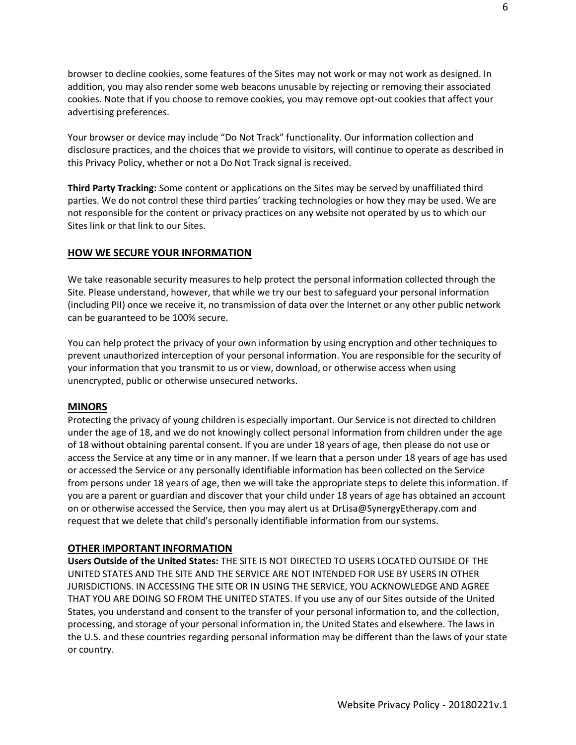browser to decline cookies, some features of the Sites may not work or may not work as designed. In addition, you may also render some web beacons unusable by rejecting or removing their associated cookies. Note that if you choose to remove cookies, you may remove opt-out cookies that affect your advertising preferences.

Your browser or device may include "Do Not Track" functionality. Our information collection and disclosure practices, and the choices that we provide to visitors, will continue to operate as described in this Privacy Policy, whether or not a Do Not Track signal is received.

**Third Party Tracking:** Some content or applications on the Sites may be served by unaffiliated third parties. We do not control these third parties' tracking technologies or how they may be used. We are not responsible for the content or privacy practices on any website not operated by us to which our Sites link or that link to our Sites.

## HOW WE SECURE YOUR INFORMATION

We take reasonable security measures to help protect the personal information collected through the Site. Please understand, however, that while we try our best to safeguard your personal information (including PII) once we receive it, no transmission of data over the Internet or any other public network can be guaranteed to be 100% secure.

You can help protect the privacy of your own information by using encryption and other techniques to prevent unauthorized interception of your personal information. You are responsible for the security of your information that you transmit to us or view, download, or otherwise access when using unencrypted, public or otherwise unsecured networks.

## MINORS

Protecting the privacy of young children is especially important. Our Service is not directed to children under the age of 18, and we do not knowingly collect personal information from children under the age of 18 without obtaining parental consent. If you are under 18 years of age, then please do not use or access the Service at any time or in any manner. If we learn that a person under 18 years of age has used or accessed the Service or any personally identifiable information has been collected on the Service from persons under 18 years of age, then we will take the appropriate steps to delete this information. If you are a parent or guardian and discover that your child under 18 years of age has obtained an account on or otherwise accessed the Service, then you may alert us at DrLisa@SynergyEtherapy.com and request that we delete that child's personally identifiable information from our systems.

## OTHER IMPORTANT INFORMATION

**Users Outside of the United States:** THE SITE IS NOT DIRECTED TO USERS LOCATED OUTSIDE OF THE UNITED STATES AND THE SITE AND THE SERVICE ARE NOT INTENDED FOR USE BY USERS IN OTHER JURISDICTIONS. IN ACCESSING THE SITE OR IN USING THE SERVICE, YOU ACKNOWLEDGE AND AGREE THAT YOU ARE DOING SO FROM THE UNITED STATES. If you use any of our Sites outside of the United States, you understand and consent to the transfer of your personal information to, and the collection, processing, and storage of your personal information in, the United States and elsewhere. The laws in the U.S. and these countries regarding personal information may be different than the laws of your state or country.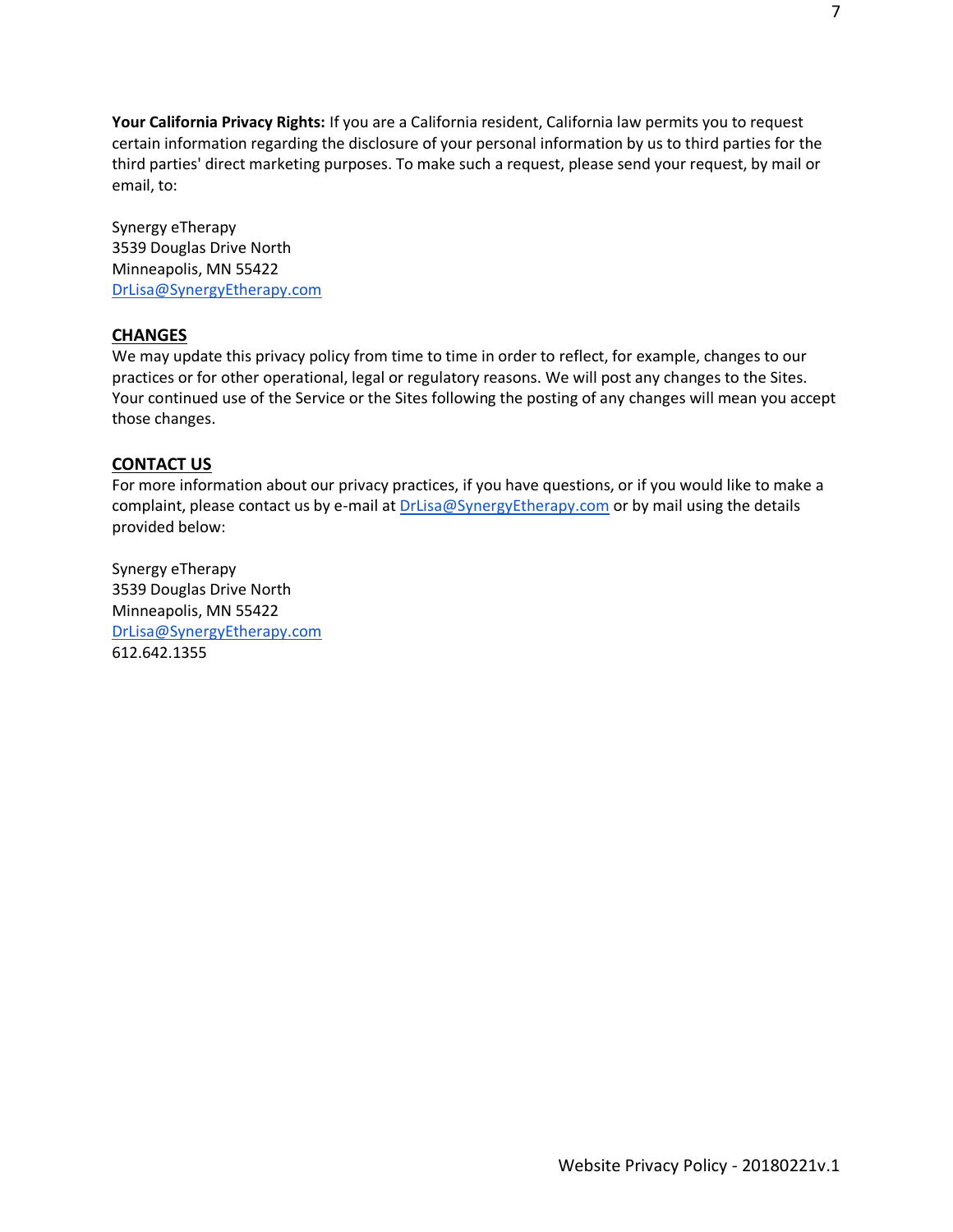**Your California Privacy Rights:** If you are a California resident, California law permits you to request certain information regarding the disclosure of your personal information by us to third parties for the third parties' direct marketing purposes. To make such a request, please send your request, by mail or email, to:

Synergy eTherapy
3539 Douglas Drive North
Minneapolis, MN 55422
DrLisa@SynergyEtherapy.com

## CHANGES

We may update this privacy policy from time to time in order to reflect, for example, changes to our practices or for other operational, legal or regulatory reasons. We will post any changes to the Sites. Your continued use of the Service or the Sites following the posting of any changes will mean you accept those changes.

## CONTACT US

For more information about our privacy practices, if you have questions, or if you would like to make a complaint, please contact us by e-mail at DrLisa@SynergyEtherapy.com or by mail using the details provided below:

Synergy eTherapy
3539 Douglas Drive North
Minneapolis, MN 55422
DrLisa@SynergyEtherapy.com
612.642.1355